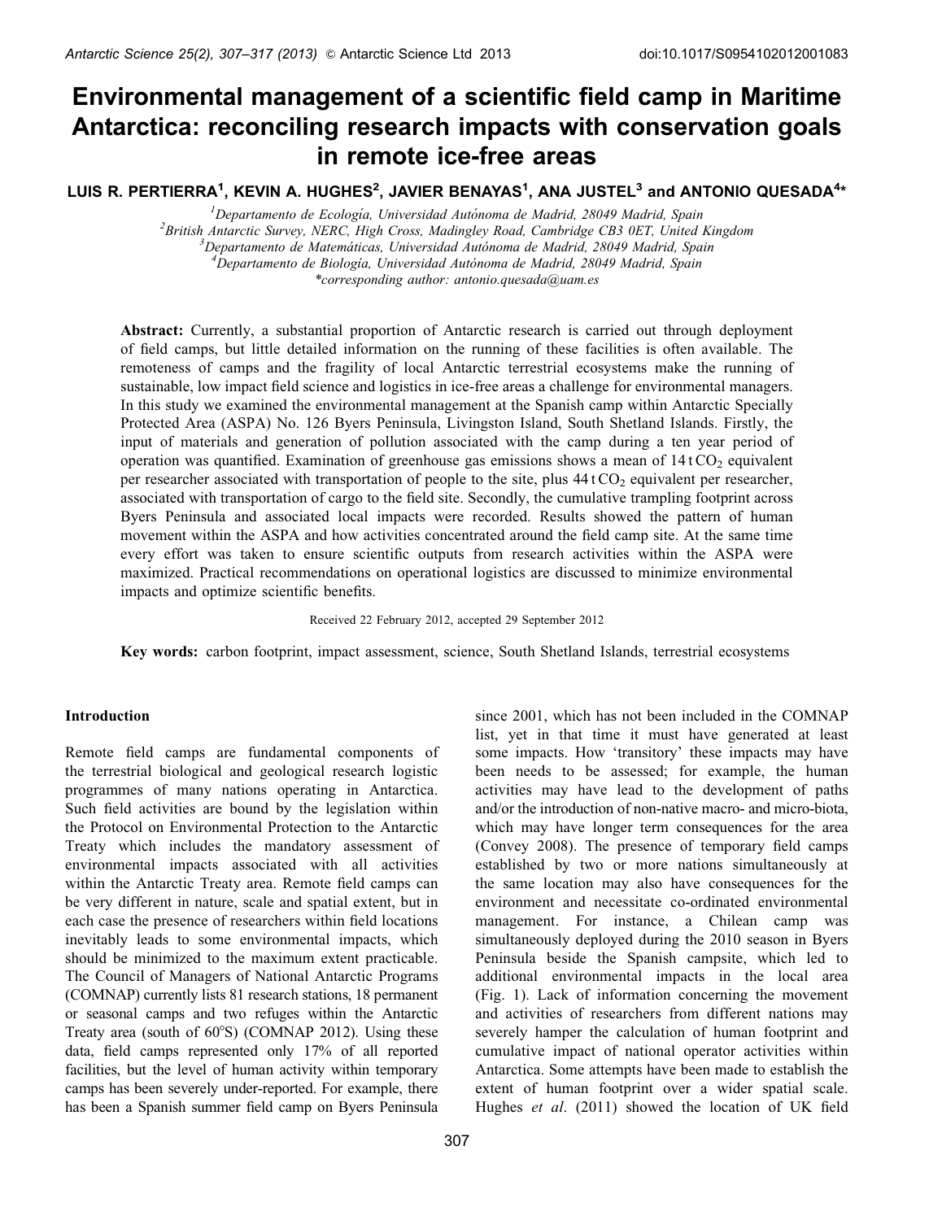# Environmental management of a scientific field camp in Maritime Antarctica: reconciling research impacts with conservation goals in remote ice-free areas

LUIS R. PERTIERRA[1], KEVIN A. HUGHES[2], JAVIER BENAYAS[1], ANA JUSTEL[3] and ANTONIO QUESADA[4]*

[1]Departamento de Ecología, Universidad Autónoma de Madrid, 28049 Madrid, Spain
[2]British Antarctic Survey, NERC, High Cross, Madingley Road, Cambridge CB3 0ET, United Kingdom
[3]Departamento de Matemáticas, Universidad Autónoma de Madrid, 28049 Madrid, Spain
[4]Departamento de Biología, Universidad Autónoma de Madrid, 28049 Madrid, Spain
*corresponding author: antonio.quesada@uam.es

**Abstract:** Currently, a substantial proportion of Antarctic research is carried out through deployment of field camps, but little detailed information on the running of these facilities is often available. The remoteness of camps and the fragility of local Antarctic terrestrial ecosystems make the running of sustainable, low impact field science and logistics in ice-free areas a challenge for environmental managers. In this study we examined the environmental management at the Spanish camp within Antarctic Specially Protected Area (ASPA) No. 126 Byers Peninsula, Livingston Island, South Shetland Islands. Firstly, the input of materials and generation of pollution associated with the camp during a ten year period of operation was quantified. Examination of greenhouse gas emissions shows a mean of 14 t $CO_2$ equivalent per researcher associated with transportation of people to the site, plus 44 t $CO_2$ equivalent per researcher, associated with transportation of cargo to the field site. Secondly, the cumulative trampling footprint across Byers Peninsula and associated local impacts were recorded. Results showed the pattern of human movement within the ASPA and how activities concentrated around the field camp site. At the same time every effort was taken to ensure scientific outputs from research activities within the ASPA were maximized. Practical recommendations on operational logistics are discussed to minimize environmental impacts and optimize scientific benefits.

Received 22 February 2012, accepted 29 September 2012

**Key words:** carbon footprint, impact assessment, science, South Shetland Islands, terrestrial ecosystems

## Introduction

Remote field camps are fundamental components of the terrestrial biological and geological research logistic programmes of many nations operating in Antarctica. Such field activities are bound by the legislation within the Protocol on Environmental Protection to the Antarctic Treaty which includes the mandatory assessment of environmental impacts associated with all activities within the Antarctic Treaty area. Remote field camps can be very different in nature, scale and spatial extent, but in each case the presence of researchers within field locations inevitably leads to some environmental impacts, which should be minimized to the maximum extent practicable. The Council of Managers of National Antarctic Programs (COMNAP) currently lists 81 research stations, 18 permanent or seasonal camps and two refuges within the Antarctic Treaty area (south of 60°S) (COMNAP 2012). Using these data, field camps represented only 17% of all reported facilities, but the level of human activity within temporary camps has been severely under-reported. For example, there has been a Spanish summer field camp on Byers Peninsula since 2001, which has not been included in the COMNAP list, yet in that time it must have generated at least some impacts. How 'transitory' these impacts may have been needs to be assessed; for example, the human activities may have lead to the development of paths and/or the introduction of non-native macro- and micro-biota, which may have longer term consequences for the area (Convey 2008). The presence of temporary field camps established by two or more nations simultaneously at the same location may also have consequences for the environment and necessitate co-ordinated environmental management. For instance, a Chilean camp was simultaneously deployed during the 2010 season in Byers Peninsula beside the Spanish campsite, which led to additional environmental impacts in the local area (Fig. 1). Lack of information concerning the movement and activities of researchers from different nations may severely hamper the calculation of human footprint and cumulative impact of national operator activities within Antarctica. Some attempts have been made to establish the extent of human footprint over a wider spatial scale. Hughes *et al*. (2011) showed the location of UK field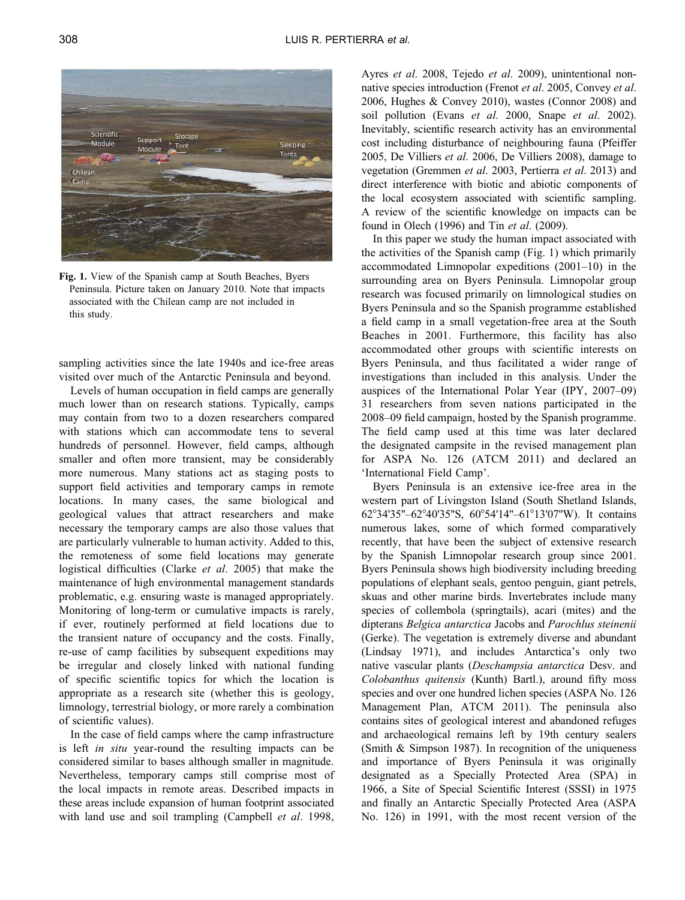Fig. 1. View of the Spanish camp at South Beaches, Byers Peninsula. Picture taken on January 2010. Note that impacts associated with the Chilean camp are not included in this study.

sampling activities since the late 1940s and ice-free areas visited over much of the Antarctic Peninsula and beyond.

Levels of human occupation in field camps are generally much lower than on research stations. Typically, camps may contain from two to a dozen researchers compared with stations which can accommodate tens to several hundreds of personnel. However, field camps, although smaller and often more transient, may be considerably more numerous. Many stations act as staging posts to support field activities and temporary camps in remote locations. In many cases, the same biological and geological values that attract researchers and make necessary the temporary camps are also those values that are particularly vulnerable to human activity. Added to this, the remoteness of some field locations may generate logistical difficulties (Clarke *et al*. 2005) that make the maintenance of high environmental management standards problematic, e.g. ensuring waste is managed appropriately. Monitoring of long-term or cumulative impacts is rarely, if ever, routinely performed at field locations due to the transient nature of occupancy and the costs. Finally, re-use of camp facilities by subsequent expeditions may be irregular and closely linked with national funding of specific scientific topics for which the location is appropriate as a research site (whether this is geology, limnology, terrestrial biology, or more rarely a combination of scientific values).

In the case of field camps where the camp infrastructure is left *in situ* year-round the resulting impacts can be considered similar to bases although smaller in magnitude. Nevertheless, temporary camps still comprise most of the local impacts in remote areas. Described impacts in these areas include expansion of human footprint associated with land use and soil trampling (Campbell *et al*. 1998, Ayres *et al*. 2008, Tejedo *et al*. 2009), unintentional non-native species introduction (Frenot *et al*. 2005, Convey *et al*. 2006, Hughes & Convey 2010), wastes (Connor 2008) and soil pollution (Evans *et al*. 2000, Snape *et al*. 2002). Inevitably, scientific research activity has an environmental cost including disturbance of neighbouring fauna (Pfeiffer 2005, De Villiers *et al*. 2006, De Villiers 2008), damage to vegetation (Gremmen *et al*. 2003, Pertierra *et al*. 2013) and direct interference with biotic and abiotic components of the local ecosystem associated with scientific sampling. A review of the scientific knowledge on impacts can be found in Olech (1996) and Tin *et al*. (2009).

In this paper we study the human impact associated with the activities of the Spanish camp (Fig. 1) which primarily accommodated Limnopolar expeditions (2001–10) in the surrounding area on Byers Peninsula. Limnopolar group research was focused primarily on limnological studies on Byers Peninsula and so the Spanish programme established a field camp in a small vegetation-free area at the South Beaches in 2001. Furthermore, this facility has also accommodated other groups with scientific interests on Byers Peninsula, and thus facilitated a wider range of investigations than included in this analysis. Under the auspices of the International Polar Year (IPY, 2007–09) 31 researchers from seven nations participated in the 2008–09 field campaign, hosted by the Spanish programme. The field camp used at this time was later declared the designated campsite in the revised management plan for ASPA No. 126 (ATCM 2011) and declared an 'International Field Camp'.

Byers Peninsula is an extensive ice-free area in the western part of Livingston Island (South Shetland Islands, 62°34'35''–62°40'35''S, 60°54'14''–61°13'07''W). It contains numerous lakes, some of which formed comparatively recently, that have been the subject of extensive research by the Spanish Limnopolar research group since 2001. Byers Peninsula shows high biodiversity including breeding populations of elephant seals, gentoo penguin, giant petrels, skuas and other marine birds. Invertebrates include many species of collembola (springtails), acari (mites) and the dipterans *Belgica antarctica* Jacobs and *Parochlus steinenii* (Gerke). The vegetation is extremely diverse and abundant (Lindsay 1971), and includes Antarctica's only two native vascular plants (*Deschampsia antarctica* Desv. and *Colobanthus quitensis* (Kunth) Bartl.), around fifty moss species and over one hundred lichen species (ASPA No. 126 Management Plan, ATCM 2011). The peninsula also contains sites of geological interest and abandoned refuges and archaeological remains left by 19th century sealers (Smith & Simpson 1987). In recognition of the uniqueness and importance of Byers Peninsula it was originally designated as a Specially Protected Area (SPA) in 1966, a Site of Special Scientific Interest (SSSI) in 1975 and finally an Antarctic Specially Protected Area (ASPA No. 126) in 1991, with the most recent version of the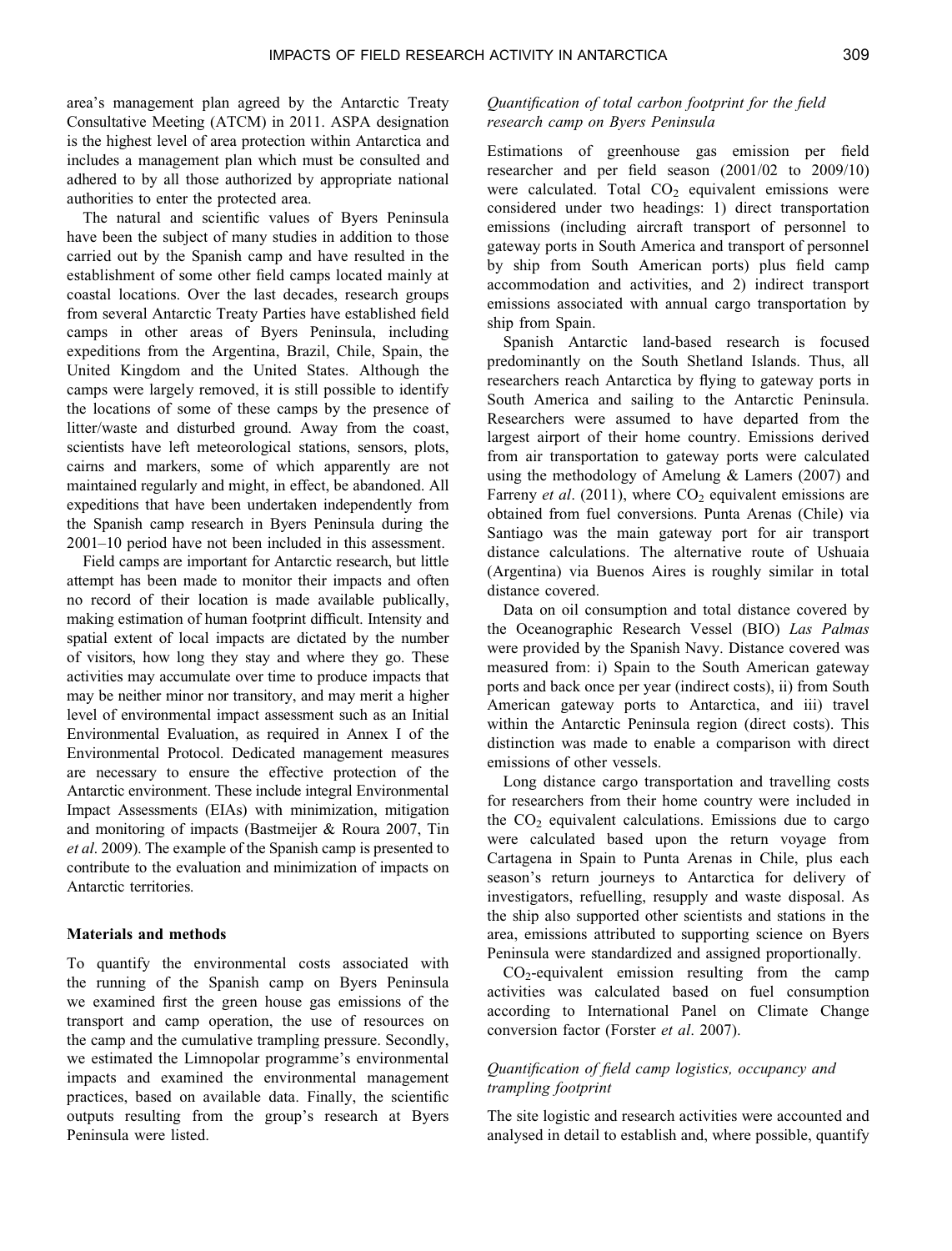area's management plan agreed by the Antarctic Treaty Consultative Meeting (ATCM) in 2011. ASPA designation is the highest level of area protection within Antarctica and includes a management plan which must be consulted and adhered to by all those authorized by appropriate national authorities to enter the protected area.

The natural and scientific values of Byers Peninsula have been the subject of many studies in addition to those carried out by the Spanish camp and have resulted in the establishment of some other field camps located mainly at coastal locations. Over the last decades, research groups from several Antarctic Treaty Parties have established field camps in other areas of Byers Peninsula, including expeditions from the Argentina, Brazil, Chile, Spain, the United Kingdom and the United States. Although the camps were largely removed, it is still possible to identify the locations of some of these camps by the presence of litter/waste and disturbed ground. Away from the coast, scientists have left meteorological stations, sensors, plots, cairns and markers, some of which apparently are not maintained regularly and might, in effect, be abandoned. All expeditions that have been undertaken independently from the Spanish camp research in Byers Peninsula during the 2001–10 period have not been included in this assessment.

Field camps are important for Antarctic research, but little attempt has been made to monitor their impacts and often no record of their location is made available publically, making estimation of human footprint difficult. Intensity and spatial extent of local impacts are dictated by the number of visitors, how long they stay and where they go. These activities may accumulate over time to produce impacts that may be neither minor nor transitory, and may merit a higher level of environmental impact assessment such as an Initial Environmental Evaluation, as required in Annex I of the Environmental Protocol. Dedicated management measures are necessary to ensure the effective protection of the Antarctic environment. These include integral Environmental Impact Assessments (EIAs) with minimization, mitigation and monitoring of impacts (Bastmeijer & Roura 2007, Tin *et al*. 2009). The example of the Spanish camp is presented to contribute to the evaluation and minimization of impacts on Antarctic territories.

## Materials and methods

To quantify the environmental costs associated with the running of the Spanish camp on Byers Peninsula we examined first the green house gas emissions of the transport and camp operation, the use of resources on the camp and the cumulative trampling pressure. Secondly, we estimated the Limnopolar programme's environmental impacts and examined the environmental management practices, based on available data. Finally, the scientific outputs resulting from the group's research at Byers Peninsula were listed.

### *Quantification of total carbon footprint for the field research camp on Byers Peninsula*

Estimations of greenhouse gas emission per field researcher and per field season (2001/02 to 2009/10) were calculated. Total $CO_2$ equivalent emissions were considered under two headings: 1) direct transportation emissions (including aircraft transport of personnel to gateway ports in South America and transport of personnel by ship from South American ports) plus field camp accommodation and activities, and 2) indirect transport emissions associated with annual cargo transportation by ship from Spain.

Spanish Antarctic land-based research is focused predominantly on the South Shetland Islands. Thus, all researchers reach Antarctica by flying to gateway ports in South America and sailing to the Antarctic Peninsula. Researchers were assumed to have departed from the largest airport of their home country. Emissions derived from air transportation to gateway ports were calculated using the methodology of Amelung & Lamers (2007) and Farreny *et al*. (2011), where $CO_2$ equivalent emissions are obtained from fuel conversions. Punta Arenas (Chile) via Santiago was the main gateway port for air transport distance calculations. The alternative route of Ushuaia (Argentina) via Buenos Aires is roughly similar in total distance covered.

Data on oil consumption and total distance covered by the Oceanographic Research Vessel (BIO) *Las Palmas* were provided by the Spanish Navy. Distance covered was measured from: i) Spain to the South American gateway ports and back once per year (indirect costs), ii) from South American gateway ports to Antarctica, and iii) travel within the Antarctic Peninsula region (direct costs). This distinction was made to enable a comparison with direct emissions of other vessels.

Long distance cargo transportation and travelling costs for researchers from their home country were included in the $CO_2$ equivalent calculations. Emissions due to cargo were calculated based upon the return voyage from Cartagena in Spain to Punta Arenas in Chile, plus each season's return journeys to Antarctica for delivery of investigators, refuelling, resupply and waste disposal. As the ship also supported other scientists and stations in the area, emissions attributed to supporting science on Byers Peninsula were standardized and assigned proportionally.

$CO_2$-equivalent emission resulting from the camp activities was calculated based on fuel consumption according to International Panel on Climate Change conversion factor (Forster *et al*. 2007).

### *Quantification of field camp logistics, occupancy and trampling footprint*

The site logistic and research activities were accounted and analysed in detail to establish and, where possible, quantify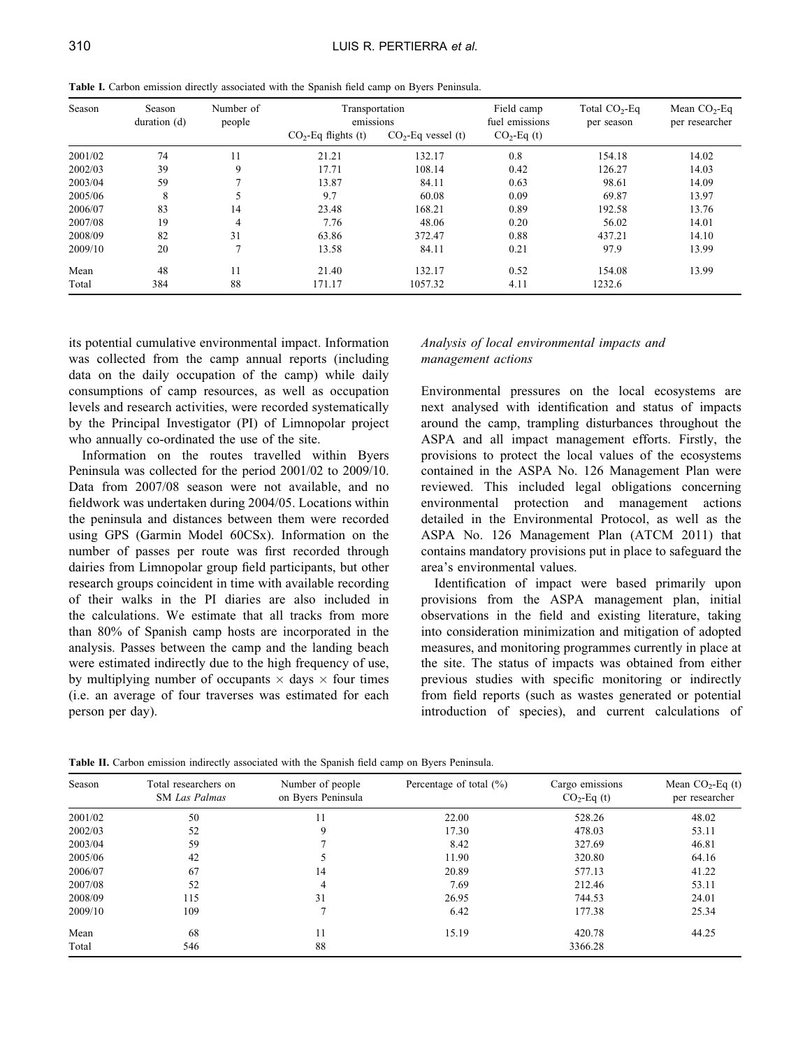**Table I.** Carbon emission directly associated with the Spanish field camp on Byers Peninsula.

| Season | Season duration (d) | Number of people | Transportation emissions | | Field camp fuel emissions | Total $CO_2$-Eq per season | Mean $CO_2$-Eq per researcher |
|---|---|---|---|---|---|---|---|
| | | | $CO_2$-Eq flights (t) | $CO_2$-Eq vessel (t) | $CO_2$-Eq (t) | | |
| 2001/02 | 74 | 11 | 21.21 | 132.17 | 0.8 | 154.18 | 14.02 |
| 2002/03 | 39 | 9 | 17.71 | 108.14 | 0.42 | 126.27 | 14.03 |
| 2003/04 | 59 | 7 | 13.87 | 84.11 | 0.63 | 98.61 | 14.09 |
| 2005/06 | 8 | 5 | 9.7 | 60.08 | 0.09 | 69.87 | 13.97 |
| 2006/07 | 83 | 14 | 23.48 | 168.21 | 0.89 | 192.58 | 13.76 |
| 2007/08 | 19 | 4 | 7.76 | 48.06 | 0.20 | 56.02 | 14.01 |
| 2008/09 | 82 | 31 | 63.86 | 372.47 | 0.88 | 437.21 | 14.10 |
| 2009/10 | 20 | 7 | 13.58 | 84.11 | 0.21 | 97.9 | 13.99 |
| Mean | 48 | 11 | 21.40 | 132.17 | 0.52 | 154.08 | 13.99 |
| Total | 384 | 88 | 171.17 | 1057.32 | 4.11 | 1232.6 | |

its potential cumulative environmental impact. Information was collected from the camp annual reports (including data on the daily occupation of the camp) while daily consumptions of camp resources, as well as occupation levels and research activities, were recorded systematically by the Principal Investigator (PI) of Limnopolar project who annually co-ordinated the use of the site.

Information on the routes travelled within Byers Peninsula was collected for the period 2001/02 to 2009/10. Data from 2007/08 season were not available, and no fieldwork was undertaken during 2004/05. Locations within the peninsula and distances between them were recorded using GPS (Garmin Model 60CSx). Information on the number of passes per route was first recorded through dairies from Limnopolar group field participants, but other research groups coincident in time with available recording of their walks in the PI diaries are also included in the calculations. We estimate that all tracks from more than 80% of Spanish camp hosts are incorporated in the analysis. Passes between the camp and the landing beach were estimated indirectly due to the high frequency of use, by multiplying number of occupants × days × four times (i.e. an average of four traverses was estimated for each person per day).

### *Analysis of local environmental impacts and management actions*

Environmental pressures on the local ecosystems are next analysed with identification and status of impacts around the camp, trampling disturbances throughout the ASPA and all impact management efforts. Firstly, the provisions to protect the local values of the ecosystems contained in the ASPA No. 126 Management Plan were reviewed. This included legal obligations concerning environmental protection and management actions detailed in the Environmental Protocol, as well as the ASPA No. 126 Management Plan (ATCM 2011) that contains mandatory provisions put in place to safeguard the area's environmental values.

Identification of impact were based primarily upon provisions from the ASPA management plan, initial observations in the field and existing literature, taking into consideration minimization and mitigation of adopted measures, and monitoring programmes currently in place at the site. The status of impacts was obtained from either previous studies with specific monitoring or indirectly from field reports (such as wastes generated or potential introduction of species), and current calculations of

**Table II.** Carbon emission indirectly associated with the Spanish field camp on Byers Peninsula.

| Season | Total researchers on SM *Las Palmas* | Number of people on Byers Peninsula | Percentage of total (%) | Cargo emissions $CO_2$-Eq (t) | Mean $CO_2$-Eq (t) per researcher |
|---|---|---|---|---|---|
| 2001/02 | 50 | 11 | 22.00 | 528.26 | 48.02 |
| 2002/03 | 52 | 9 | 17.30 | 478.03 | 53.11 |
| 2003/04 | 59 | 7 | 8.42 | 327.69 | 46.81 |
| 2005/06 | 42 | 5 | 11.90 | 320.80 | 64.16 |
| 2006/07 | 67 | 14 | 20.89 | 577.13 | 41.22 |
| 2007/08 | 52 | 4 | 7.69 | 212.46 | 53.11 |
| 2008/09 | 115 | 31 | 26.95 | 744.53 | 24.01 |
| 2009/10 | 109 | 7 | 6.42 | 177.38 | 25.34 |
| Mean | 68 | 11 | 15.19 | 420.78 | 44.25 |
| Total | 546 | 88 | | 3366.28 | |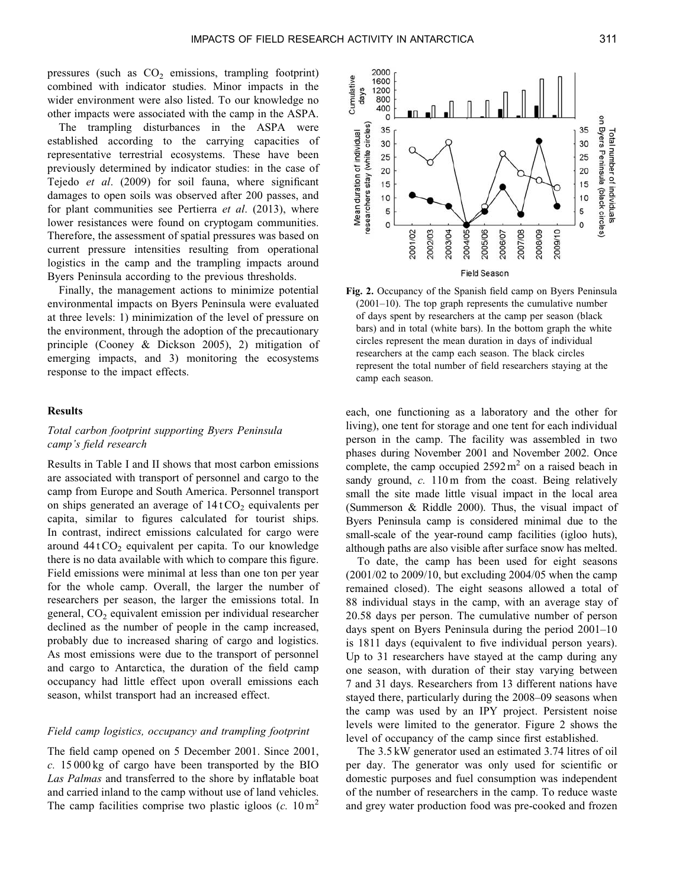pressures (such as $CO_2$ emissions, trampling footprint) combined with indicator studies. Minor impacts in the wider environment were also listed. To our knowledge no other impacts were associated with the camp in the ASPA.

The trampling disturbances in the ASPA were established according to the carrying capacities of representative terrestrial ecosystems. These have been previously determined by indicator studies: in the case of Tejedo *et al*. (2009) for soil fauna, where significant damages to open soils was observed after 200 passes, and for plant communities see Pertierra *et al*. (2013), where lower resistances were found on cryptogam communities. Therefore, the assessment of spatial pressures was based on current pressure intensities resulting from operational logistics in the camp and the trampling impacts around Byers Peninsula according to the previous thresholds.

Finally, the management actions to minimize potential environmental impacts on Byers Peninsula were evaluated at three levels: 1) minimization of the level of pressure on the environment, through the adoption of the precautionary principle (Cooney & Dickson 2005), 2) mitigation of emerging impacts, and 3) monitoring the ecosystems response to the impact effects.

## Results

### Total carbon footprint supporting Byers Peninsula camp's field research

Results in Table I and II shows that most carbon emissions are associated with transport of personnel and cargo to the camp from Europe and South America. Personnel transport on ships generated an average of 14 t $CO_2$ equivalents per capita, similar to figures calculated for tourist ships. In contrast, indirect emissions calculated for cargo were around 44 t $CO_2$ equivalent per capita. To our knowledge there is no data available with which to compare this figure. Field emissions were minimal at less than one ton per year for the whole camp. Overall, the larger the number of researchers per season, the larger the emissions total. In general, $CO_2$ equivalent emission per individual researcher declined as the number of people in the camp increased, probably due to increased sharing of cargo and logistics. As most emissions were due to the transport of personnel and cargo to Antarctica, the duration of the field camp occupancy had little effect upon overall emissions each season, whilst transport had an increased effect.

### Field camp logistics, occupancy and trampling footprint

The field camp opened on 5 December 2001. Since 2001, *c.* 15 000 kg of cargo have been transported by the BIO *Las Palmas* and transferred to the shore by inflatable boat and carried inland to the camp without use of land vehicles. The camp facilities comprise two plastic igloos (*c.* 10 m$^2$ each, one functioning as a laboratory and the other for living), one tent for storage and one tent for each individual person in the camp. The facility was assembled in two phases during November 2001 and November 2002. Once complete, the camp occupied 2592 m$^2$ on a raised beach in sandy ground, *c.* 110 m from the coast. Being relatively small the site made little visual impact in the local area (Summerson & Riddle 2000). Thus, the visual impact of Byers Peninsula camp is considered minimal due to the small-scale of the year-round camp facilities (igloo huts), although paths are also visible after surface snow has melted.

Fig. 2. Occupancy of the Spanish field camp on Byers Peninsula (2001–10). The top graph represents the cumulative number of days spent by researchers at the camp per season (black bars) and in total (white bars). In the bottom graph the white circles represent the mean duration in days of individual researchers at the camp each season. The black circles represent the total number of field researchers staying at the camp each season.

To date, the camp has been used for eight seasons (2001/02 to 2009/10, but excluding 2004/05 when the camp remained closed). The eight seasons allowed a total of 88 individual stays in the camp, with an average stay of 20.58 days per person. The cumulative number of person days spent on Byers Peninsula during the period 2001–10 is 1811 days (equivalent to five individual person years). Up to 31 researchers have stayed at the camp during any one season, with duration of their stay varying between 7 and 31 days. Researchers from 13 different nations have stayed there, particularly during the 2008–09 seasons when the camp was used by an IPY project. Persistent noise levels were limited to the generator. Figure 2 shows the level of occupancy of the camp since first established.

The 3.5 kW generator used an estimated 3.74 litres of oil per day. The generator was only used for scientific or domestic purposes and fuel consumption was independent of the number of researchers in the camp. To reduce waste and grey water production food was pre-cooked and frozen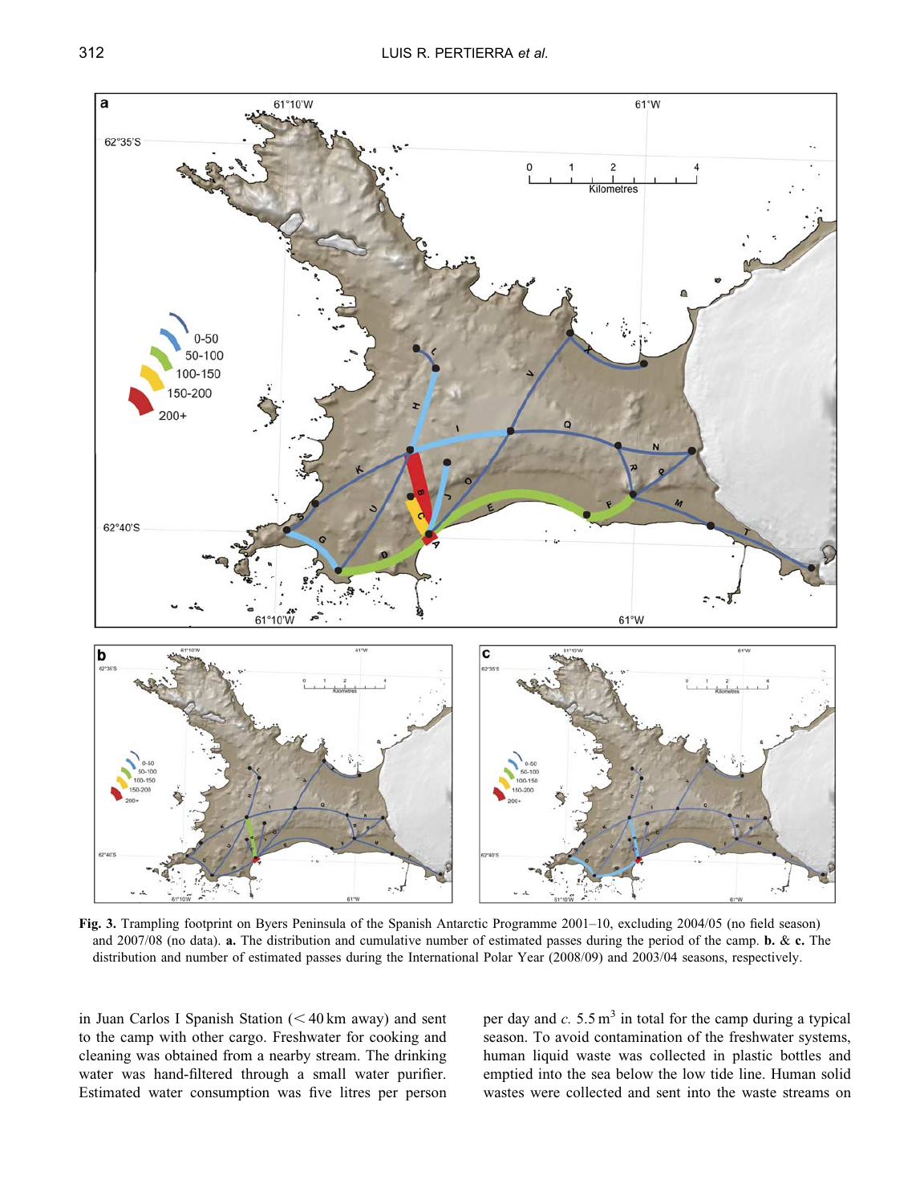**Fig. 3.** Trampling footprint on Byers Peninsula of the Spanish Antarctic Programme 2001–10, excluding 2004/05 (no field season) and 2007/08 (no data). **a.** The distribution and cumulative number of estimated passes during the period of the camp. **b.** & **c.** The distribution and number of estimated passes during the International Polar Year (2008/09) and 2003/04 seasons, respectively.

in Juan Carlos I Spanish Station (< 40 km away) and sent to the camp with other cargo. Freshwater for cooking and cleaning was obtained from a nearby stream. The drinking water was hand-filtered through a small water purifier. Estimated water consumption was five litres per person per day and *c.* 5.5 $m^3$ in total for the camp during a typical season. To avoid contamination of the freshwater systems, human liquid waste was collected in plastic bottles and emptied into the sea below the low tide line. Human solid wastes were collected and sent into the waste streams on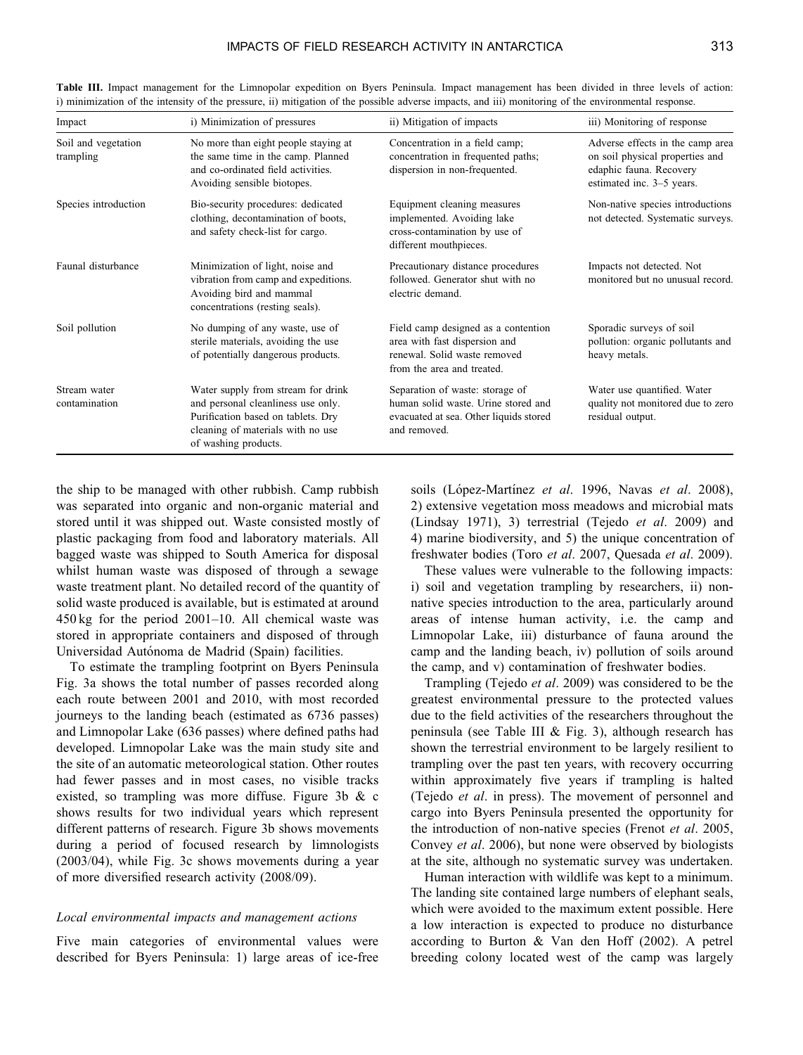**Table III.** Impact management for the Limnopolar expedition on Byers Peninsula. Impact management has been divided in three levels of action: i) minimization of the intensity of the pressure, ii) mitigation of the possible adverse impacts, and iii) monitoring of the environmental response.

| Impact | i) Minimization of pressures | ii) Mitigation of impacts | iii) Monitoring of response |
|---|---|---|---|
| Soil and vegetation trampling | No more than eight people staying at the same time in the camp. Planned and co-ordinated field activities. Avoiding sensible biotopes. | Concentration in a field camp; concentration in frequented paths; dispersion in non-frequented. | Adverse effects in the camp area on soil physical properties and edaphic fauna. Recovery estimated inc. 3–5 years. |
| Species introduction | Bio-security procedures: dedicated clothing, decontamination of boots, and safety check-list for cargo. | Equipment cleaning measures implemented. Avoiding lake cross-contamination by use of different mouthpieces. | Non-native species introductions not detected. Systematic surveys. |
| Faunal disturbance | Minimization of light, noise and vibration from camp and expeditions. Avoiding bird and mammal concentrations (resting seals). | Precautionary distance procedures followed. Generator shut with no electric demand. | Impacts not detected. Not monitored but no unusual record. |
| Soil pollution | No dumping of any waste, use of sterile materials, avoiding the use of potentially dangerous products. | Field camp designed as a contention area with fast dispersion and renewal. Solid waste removed from the area and treated. | Sporadic surveys of soil pollution: organic pollutants and heavy metals. |
| Stream water contamination | Water supply from stream for drink and personal cleanliness use only. Purification based on tablets. Dry cleaning of materials with no use of washing products. | Separation of waste: storage of human solid waste. Urine stored and evacuated at sea. Other liquids stored and removed. | Water use quantified. Water quality not monitored due to zero residual output. |

the ship to be managed with other rubbish. Camp rubbish was separated into organic and non-organic material and stored until it was shipped out. Waste consisted mostly of plastic packaging from food and laboratory materials. All bagged waste was shipped to South America for disposal whilst human waste was disposed of through a sewage waste treatment plant. No detailed record of the quantity of solid waste produced is available, but is estimated at around 450 kg for the period 2001–10. All chemical waste was stored in appropriate containers and disposed of through Universidad Autónoma de Madrid (Spain) facilities.

To estimate the trampling footprint on Byers Peninsula Fig. 3a shows the total number of passes recorded along each route between 2001 and 2010, with most recorded journeys to the landing beach (estimated as 6736 passes) and Limnopolar Lake (636 passes) where defined paths had developed. Limnopolar Lake was the main study site and the site of an automatic meteorological station. Other routes had fewer passes and in most cases, no visible tracks existed, so trampling was more diffuse. Figure 3b & c shows results for two individual years which represent different patterns of research. Figure 3b shows movements during a period of focused research by limnologists (2003/04), while Fig. 3c shows movements during a year of more diversified research activity (2008/09).

### *Local environmental impacts and management actions*

Five main categories of environmental values were described for Byers Peninsula: 1) large areas of ice-free soils (López-Martínez *et al*. 1996, Navas *et al*. 2008), 2) extensive vegetation moss meadows and microbial mats (Lindsay 1971), 3) terrestrial (Tejedo *et al*. 2009) and 4) marine biodiversity, and 5) the unique concentration of freshwater bodies (Toro *et al*. 2007, Quesada *et al*. 2009).

These values were vulnerable to the following impacts: i) soil and vegetation trampling by researchers, ii) non-native species introduction to the area, particularly around areas of intense human activity, i.e. the camp and Limnopolar Lake, iii) disturbance of fauna around the camp and the landing beach, iv) pollution of soils around the camp, and v) contamination of freshwater bodies.

Trampling (Tejedo *et al*. 2009) was considered to be the greatest environmental pressure to the protected values due to the field activities of the researchers throughout the peninsula (see Table III & Fig. 3), although research has shown the terrestrial environment to be largely resilient to trampling over the past ten years, with recovery occurring within approximately five years if trampling is halted (Tejedo *et al*. in press). The movement of personnel and cargo into Byers Peninsula presented the opportunity for the introduction of non-native species (Frenot *et al*. 2005, Convey *et al*. 2006), but none were observed by biologists at the site, although no systematic survey was undertaken.

Human interaction with wildlife was kept to a minimum. The landing site contained large numbers of elephant seals, which were avoided to the maximum extent possible. Here a low interaction is expected to produce no disturbance according to Burton & Van den Hoff (2002). A petrel breeding colony located west of the camp was largely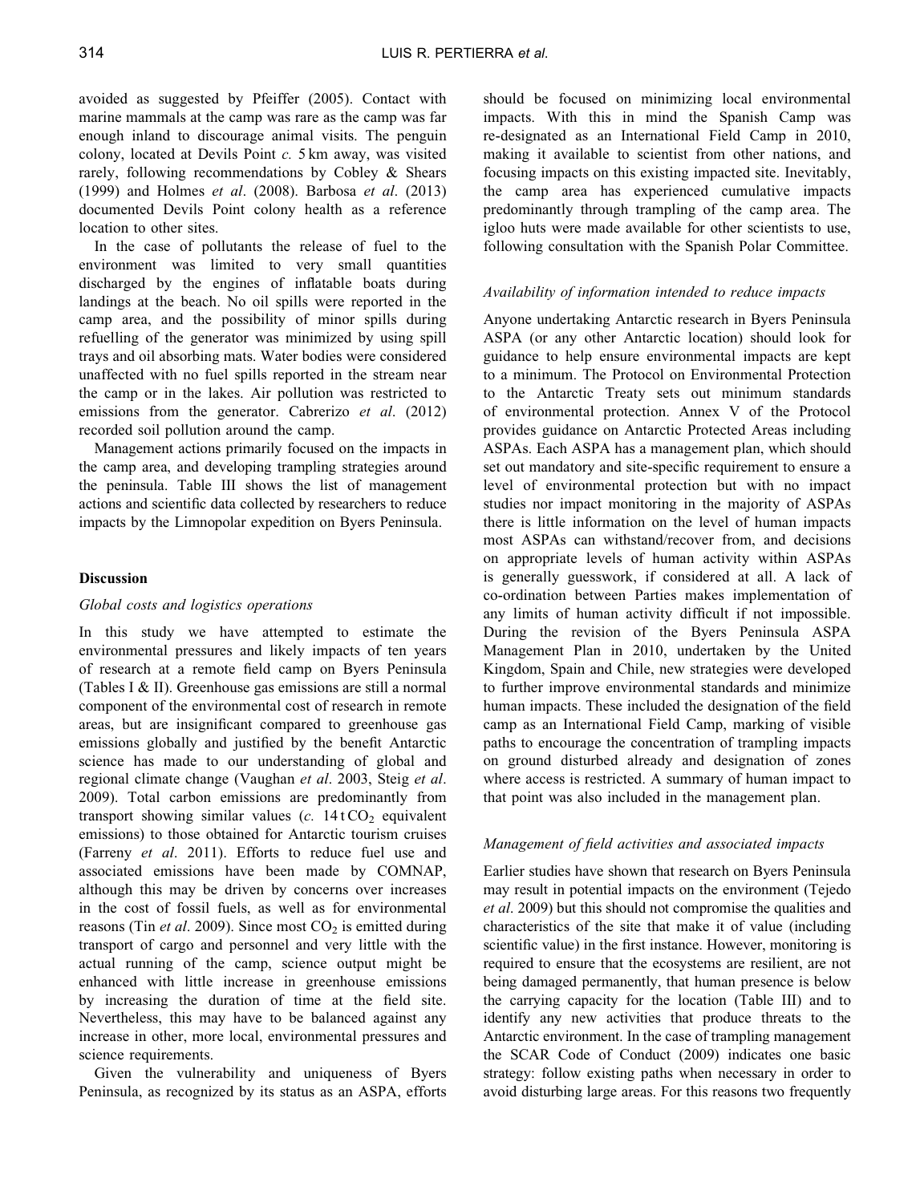avoided as suggested by Pfeiffer (2005). Contact with marine mammals at the camp was rare as the camp was far enough inland to discourage animal visits. The penguin colony, located at Devils Point *c.* 5 km away, was visited rarely, following recommendations by Cobley & Shears (1999) and Holmes *et al*. (2008). Barbosa *et al*. (2013) documented Devils Point colony health as a reference location to other sites.

In the case of pollutants the release of fuel to the environment was limited to very small quantities discharged by the engines of inflatable boats during landings at the beach. No oil spills were reported in the camp area, and the possibility of minor spills during refuelling of the generator was minimized by using spill trays and oil absorbing mats. Water bodies were considered unaffected with no fuel spills reported in the stream near the camp or in the lakes. Air pollution was restricted to emissions from the generator. Cabrerizo *et al*. (2012) recorded soil pollution around the camp.

Management actions primarily focused on the impacts in the camp area, and developing trampling strategies around the peninsula. Table III shows the list of management actions and scientific data collected by researchers to reduce impacts by the Limnopolar expedition on Byers Peninsula.

## Discussion

### *Global costs and logistics operations*

In this study we have attempted to estimate the environmental pressures and likely impacts of ten years of research at a remote field camp on Byers Peninsula (Tables I & II). Greenhouse gas emissions are still a normal component of the environmental cost of research in remote areas, but are insignificant compared to greenhouse gas emissions globally and justified by the benefit Antarctic science has made to our understanding of global and regional climate change (Vaughan *et al*. 2003, Steig *et al*. 2009). Total carbon emissions are predominantly from transport showing similar values (*c.* 14 t $CO_2$ equivalent emissions) to those obtained for Antarctic tourism cruises (Farreny *et al*. 2011). Efforts to reduce fuel use and associated emissions have been made by COMNAP, although this may be driven by concerns over increases in the cost of fossil fuels, as well as for environmental reasons (Tin *et al*. 2009). Since most $CO_2$ is emitted during transport of cargo and personnel and very little with the actual running of the camp, science output might be enhanced with little increase in greenhouse emissions by increasing the duration of time at the field site. Nevertheless, this may have to be balanced against any increase in other, more local, environmental pressures and science requirements.

Given the vulnerability and uniqueness of Byers Peninsula, as recognized by its status as an ASPA, efforts should be focused on minimizing local environmental impacts. With this in mind the Spanish Camp was re-designated as an International Field Camp in 2010, making it available to scientist from other nations, and focusing impacts on this existing impacted site. Inevitably, the camp area has experienced cumulative impacts predominantly through trampling of the camp area. The igloo huts were made available for other scientists to use, following consultation with the Spanish Polar Committee.

### *Availability of information intended to reduce impacts*

Anyone undertaking Antarctic research in Byers Peninsula ASPA (or any other Antarctic location) should look for guidance to help ensure environmental impacts are kept to a minimum. The Protocol on Environmental Protection to the Antarctic Treaty sets out minimum standards of environmental protection. Annex V of the Protocol provides guidance on Antarctic Protected Areas including ASPAs. Each ASPA has a management plan, which should set out mandatory and site-specific requirement to ensure a level of environmental protection but with no impact studies nor impact monitoring in the majority of ASPAs there is little information on the level of human impacts most ASPAs can withstand/recover from, and decisions on appropriate levels of human activity within ASPAs is generally guesswork, if considered at all. A lack of co-ordination between Parties makes implementation of any limits of human activity difficult if not impossible. During the revision of the Byers Peninsula ASPA Management Plan in 2010, undertaken by the United Kingdom, Spain and Chile, new strategies were developed to further improve environmental standards and minimize human impacts. These included the designation of the field camp as an International Field Camp, marking of visible paths to encourage the concentration of trampling impacts on ground disturbed already and designation of zones where access is restricted. A summary of human impact to that point was also included in the management plan.

### *Management of field activities and associated impacts*

Earlier studies have shown that research on Byers Peninsula may result in potential impacts on the environment (Tejedo *et al*. 2009) but this should not compromise the qualities and characteristics of the site that make it of value (including scientific value) in the first instance. However, monitoring is required to ensure that the ecosystems are resilient, are not being damaged permanently, that human presence is below the carrying capacity for the location (Table III) and to identify any new activities that produce threats to the Antarctic environment. In the case of trampling management the SCAR Code of Conduct (2009) indicates one basic strategy: follow existing paths when necessary in order to avoid disturbing large areas. For this reasons two frequently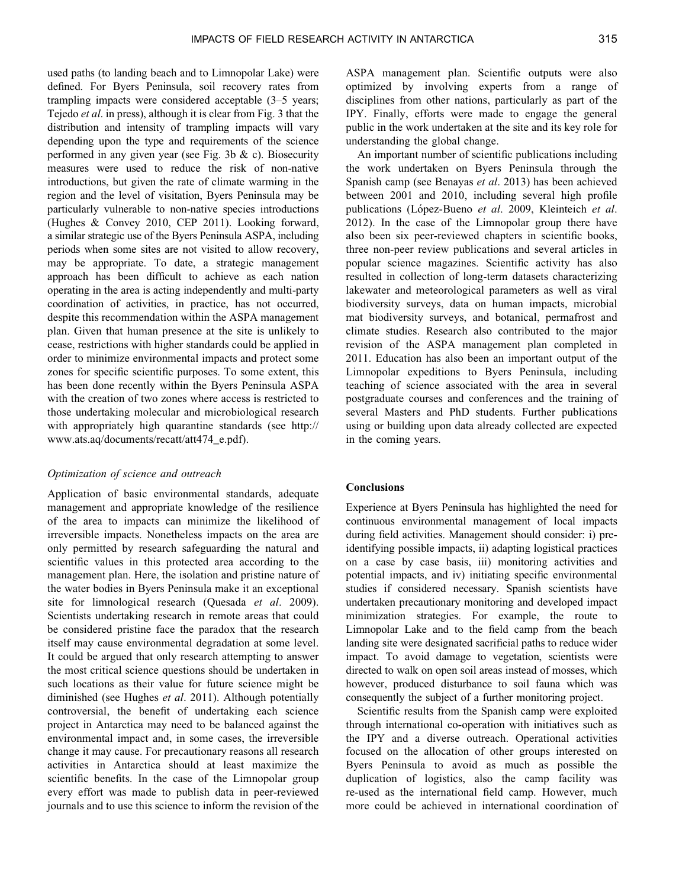used paths (to landing beach and to Limnopolar Lake) were defined. For Byers Peninsula, soil recovery rates from trampling impacts were considered acceptable (3–5 years; Tejedo *et al*. in press), although it is clear from Fig. 3 that the distribution and intensity of trampling impacts will vary depending upon the type and requirements of the science performed in any given year (see Fig. 3b & c). Biosecurity measures were used to reduce the risk of non-native introductions, but given the rate of climate warming in the region and the level of visitation, Byers Peninsula may be particularly vulnerable to non-native species introductions (Hughes & Convey 2010, CEP 2011). Looking forward, a similar strategic use of the Byers Peninsula ASPA, including periods when some sites are not visited to allow recovery, may be appropriate. To date, a strategic management approach has been difficult to achieve as each nation operating in the area is acting independently and multi-party coordination of activities, in practice, has not occurred, despite this recommendation within the ASPA management plan. Given that human presence at the site is unlikely to cease, restrictions with higher standards could be applied in order to minimize environmental impacts and protect some zones for specific scientific purposes. To some extent, this has been done recently within the Byers Peninsula ASPA with the creation of two zones where access is restricted to those undertaking molecular and microbiological research with appropriately high quarantine standards (see http://www.ats.aq/documents/recatt/att474_e.pdf).

### *Optimization of science and outreach*

Application of basic environmental standards, adequate management and appropriate knowledge of the resilience of the area to impacts can minimize the likelihood of irreversible impacts. Nonetheless impacts on the area are only permitted by research safeguarding the natural and scientific values in this protected area according to the management plan. Here, the isolation and pristine nature of the water bodies in Byers Peninsula make it an exceptional site for limnological research (Quesada *et al*. 2009). Scientists undertaking research in remote areas that could be considered pristine face the paradox that the research itself may cause environmental degradation at some level. It could be argued that only research attempting to answer the most critical science questions should be undertaken in such locations as their value for future science might be diminished (see Hughes *et al*. 2011). Although potentially controversial, the benefit of undertaking each science project in Antarctica may need to be balanced against the environmental impact and, in some cases, the irreversible change it may cause. For precautionary reasons all research activities in Antarctica should at least maximize the scientific benefits. In the case of the Limnopolar group every effort was made to publish data in peer-reviewed journals and to use this science to inform the revision of the ASPA management plan. Scientific outputs were also optimized by involving experts from a range of disciplines from other nations, particularly as part of the IPY. Finally, efforts were made to engage the general public in the work undertaken at the site and its key role for understanding the global change.

An important number of scientific publications including the work undertaken on Byers Peninsula through the Spanish camp (see Benayas *et al*. 2013) has been achieved between 2001 and 2010, including several high profile publications (López-Bueno *et al*. 2009, Kleinteich *et al*. 2012). In the case of the Limnopolar group there have also been six peer-reviewed chapters in scientific books, three non-peer review publications and several articles in popular science magazines. Scientific activity has also resulted in collection of long-term datasets characterizing lakewater and meteorological parameters as well as viral biodiversity surveys, data on human impacts, microbial mat biodiversity surveys, and botanical, permafrost and climate studies. Research also contributed to the major revision of the ASPA management plan completed in 2011. Education has also been an important output of the Limnopolar expeditions to Byers Peninsula, including teaching of science associated with the area in several postgraduate courses and conferences and the training of several Masters and PhD students. Further publications using or building upon data already collected are expected in the coming years.

## Conclusions

Experience at Byers Peninsula has highlighted the need for continuous environmental management of local impacts during field activities. Management should consider: i) pre-identifying possible impacts, ii) adapting logistical practices on a case by case basis, iii) monitoring activities and potential impacts, and iv) initiating specific environmental studies if considered necessary. Spanish scientists have undertaken precautionary monitoring and developed impact minimization strategies. For example, the route to Limnopolar Lake and to the field camp from the beach landing site were designated sacrificial paths to reduce wider impact. To avoid damage to vegetation, scientists were directed to walk on open soil areas instead of mosses, which however, produced disturbance to soil fauna which was consequently the subject of a further monitoring project.

Scientific results from the Spanish camp were exploited through international co-operation with initiatives such as the IPY and a diverse outreach. Operational activities focused on the allocation of other groups interested on Byers Peninsula to avoid as much as possible the duplication of logistics, also the camp facility was re-used as the international field camp. However, much more could be achieved in international coordination of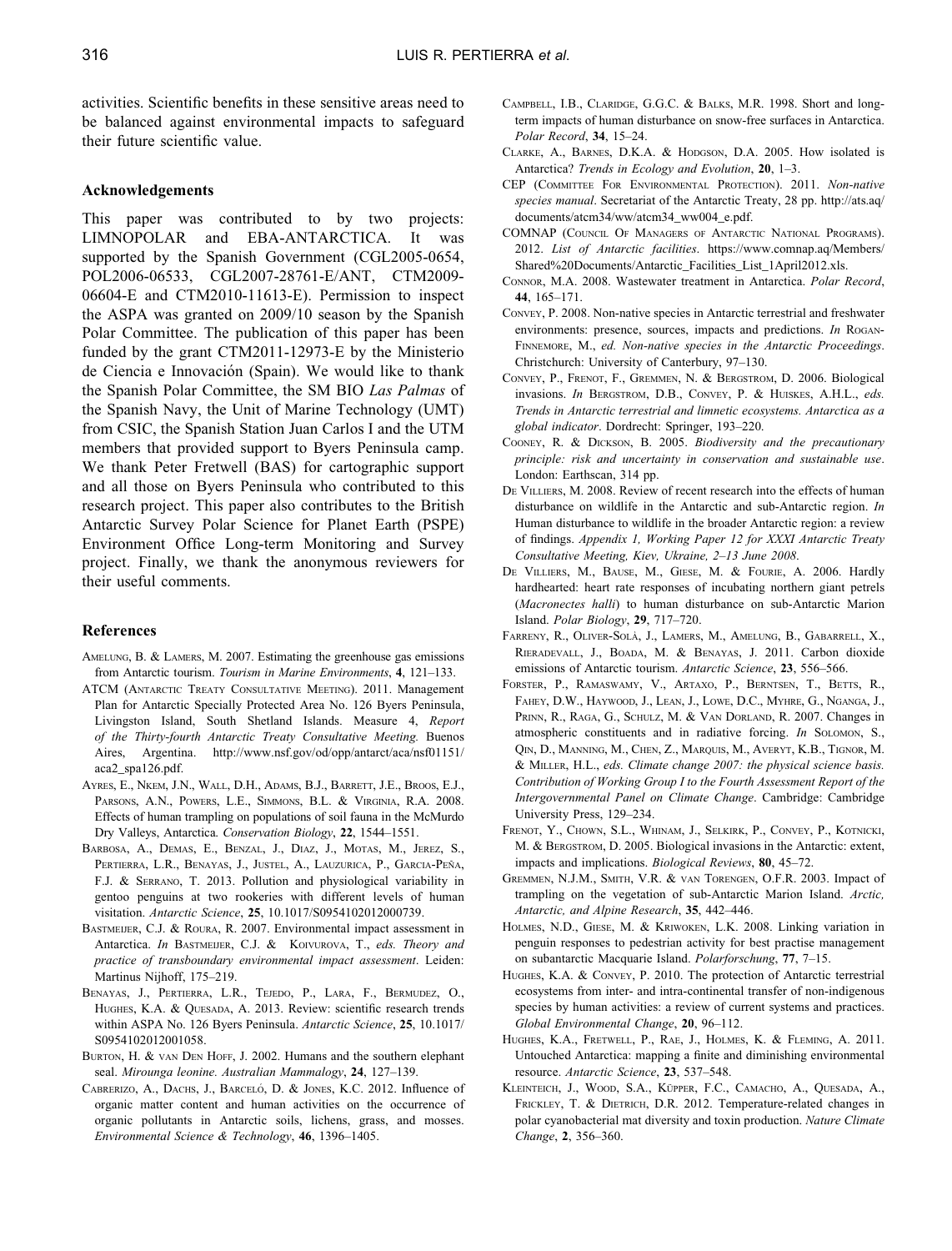activities. Scientific benefits in these sensitive areas need to be balanced against environmental impacts to safeguard their future scientific value.

## Acknowledgements

This paper was contributed to by two projects: LIMNOPOLAR and EBA-ANTARCTICA. It was supported by the Spanish Government (CGL2005-0654, POL2006-06533, CGL2007-28761-E/ANT, CTM2009-06604-E and CTM2010-11613-E). Permission to inspect the ASPA was granted on 2009/10 season by the Spanish Polar Committee. The publication of this paper has been funded by the grant CTM2011-12973-E by the Ministerio de Ciencia e Innovación (Spain). We would like to thank the Spanish Polar Committee, the SM BIO *Las Palmas* of the Spanish Navy, the Unit of Marine Technology (UMT) from CSIC, the Spanish Station Juan Carlos I and the UTM members that provided support to Byers Peninsula camp. We thank Peter Fretwell (BAS) for cartographic support and all those on Byers Peninsula who contributed to this research project. This paper also contributes to the British Antarctic Survey Polar Science for Planet Earth (PSPE) Environment Office Long-term Monitoring and Survey project. Finally, we thank the anonymous reviewers for their useful comments.

## References

Amelung, B. & Lamers, M. 2007. Estimating the greenhouse gas emissions from Antarctic tourism. *Tourism in Marine Environments*, **4**, 121–133.

ATCM (Antarctic Treaty Consultative Meeting). 2011. Management Plan for Antarctic Specially Protected Area No. 126 Byers Peninsula, Livingston Island, South Shetland Islands. Measure 4, *Report of the Thirty-fourth Antarctic Treaty Consultative Meeting.* Buenos Aires, Argentina. http://www.nsf.gov/od/opp/antarct/aca/nsf01151/aca2_spa126.pdf.

Ayres, E., Nkem, J.N., Wall, D.H., Adams, B.J., Barrett, J.E., Broos, E.J., Parsons, A.N., Powers, L.E., Simmons, B.L. & Virginia, R.A. 2008. Effects of human trampling on populations of soil fauna in the McMurdo Dry Valleys, Antarctica. *Conservation Biology*, **22**, 1544–1551.

Barbosa, A., Demas, E., Benzal, J., Diaz, J., Motas, M., Jerez, S., Pertierra, L.R., Benayas, J., Justel, A., Lauzurica, P., Garcia-Peña, F.J. & Serrano, T. 2013. Pollution and physiological variability in gentoo penguins at two rookeries with different levels of human visitation. *Antarctic Science*, **25**, 10.1017/S0954102012000739.

Bastmeijer, C.J. & Roura, R. 2007. Environmental impact assessment in Antarctica. *In* Bastmeijer, C.J. & Koivurova, T., *eds. Theory and practice of transboundary environmental impact assessment*. Leiden: Martinus Nijhoff, 175–219.

Benayas, J., Pertierra, L.R., Tejedo, P., Lara, F., Bermudez, O., Hughes, K.A. & Quesada, A. 2013. Review: scientific research trends within ASPA No. 126 Byers Peninsula. *Antarctic Science*, **25**, 10.1017/S0954102012001058.

Burton, H. & van Den Hoff, J. 2002. Humans and the southern elephant seal. *Mirounga leonine. Australian Mammalogy*, **24**, 127–139.

Cabrerizo, A., Dachs, J., Barceló, D. & Jones, K.C. 2012. Influence of organic matter content and human activities on the occurrence of organic pollutants in Antarctic soils, lichens, grass, and mosses. *Environmental Science & Technology*, **46**, 1396–1405.

Campbell, I.B., Claridge, G.G.C. & Balks, M.R. 1998. Short and long-term impacts of human disturbance on snow-free surfaces in Antarctica. *Polar Record*, **34**, 15–24.

Clarke, A., Barnes, D.K.A. & Hodgson, D.A. 2005. How isolated is Antarctica? *Trends in Ecology and Evolution*, **20**, 1–3.

CEP (Committee For Environmental Protection). 2011. *Non-native species manual*. Secretariat of the Antarctic Treaty, 28 pp. http://ats.aq/documents/atcm34/ww/atcm34_ww004_e.pdf.

COMNAP (Council Of Managers of Antarctic National Programs). 2012. *List of Antarctic facilities*. https://www.comnap.aq/Members/Shared%20Documents/Antarctic_Facilities_List_1April2012.xls.

Connor, M.A. 2008. Wastewater treatment in Antarctica. *Polar Record*, **44**, 165–171.

Convey, P. 2008. Non-native species in Antarctic terrestrial and freshwater environments: presence, sources, impacts and predictions. *In* Rogan-Finnemore, M., *ed. Non-native species in the Antarctic Proceedings*. Christchurch: University of Canterbury, 97–130.

Convey, P., Frenot, F., Gremmen, N. & Bergstrom, D. 2006. Biological invasions. *In* Bergstrom, D.B., Convey, P. & Huiskes, A.H.L., *eds. Trends in Antarctic terrestrial and limnetic ecosystems. Antarctica as a global indicator*. Dordrecht: Springer, 193–220.

Cooney, R. & Dickson, B. 2005. *Biodiversity and the precautionary principle: risk and uncertainty in conservation and sustainable use*. London: Earthscan, 314 pp.

De Villiers, M. 2008. Review of recent research into the effects of human disturbance on wildlife in the Antarctic and sub-Antarctic region. *In* Human disturbance to wildlife in the broader Antarctic region: a review of findings. *Appendix 1, Working Paper 12 for XXXI Antarctic Treaty Consultative Meeting, Kiev, Ukraine, 2–13 June 2008*.

De Villiers, M., Bause, M., Giese, M. & Fourie, A. 2006. Hardly hardhearted: heart rate responses of incubating northern giant petrels (*Macronectes halli*) to human disturbance on sub-Antarctic Marion Island. *Polar Biology*, **29**, 717–720.

Farreny, R., Oliver-Solà, J., Lamers, M., Amelung, B., Gabarrell, X., Rieradevall, J., Boada, M. & Benayas, J. 2011. Carbon dioxide emissions of Antarctic tourism. *Antarctic Science*, **23**, 556–566.

Forster, P., Ramaswamy, V., Artaxo, P., Berntsen, T., Betts, R., Fahey, D.W., Haywood, J., Lean, J., Lowe, D.C., Myhre, G., Nganga, J., Prinn, R., Raga, G., Schulz, M. & Van Dorland, R. 2007. Changes in atmospheric constituents and in radiative forcing. *In* Solomon, S., Qin, D., Manning, M., Chen, Z., Marquis, M., Averyt, K.B., Tignor, M. & Miller, H.L., *eds. Climate change 2007: the physical science basis. Contribution of Working Group I to the Fourth Assessment Report of the Intergovernmental Panel on Climate Change*. Cambridge: Cambridge University Press, 129–234.

Frenot, Y., Chown, S.L., Whinam, J., Selkirk, P., Convey, P., Kotnicki, M. & Bergstrom, D. 2005. Biological invasions in the Antarctic: extent, impacts and implications. *Biological Reviews*, **80**, 45–72.

Gremmen, N.J.M., Smith, V.R. & van Torengen, O.F.R. 2003. Impact of trampling on the vegetation of sub-Antarctic Marion Island. *Arctic, Antarctic, and Alpine Research*, **35**, 442–446.

Holmes, N.D., Giese, M. & Kriwoken, L.K. 2008. Linking variation in penguin responses to pedestrian activity for best practise management on subantarctic Macquarie Island. *Polarforschung*, **77**, 7–15.

Hughes, K.A. & Convey, P. 2010. The protection of Antarctic terrestrial ecosystems from inter- and intra-continental transfer of non-indigenous species by human activities: a review of current systems and practices. *Global Environmental Change*, **20**, 96–112.

Hughes, K.A., Fretwell, P., Rae, J., Holmes, K. & Fleming, A. 2011. Untouched Antarctica: mapping a finite and diminishing environmental resource. *Antarctic Science*, **23**, 537–548.

Kleinteich, J., Wood, S.A., Küpper, F.C., Camacho, A., Quesada, A., Frickley, T. & Dietrich, D.R. 2012. Temperature-related changes in polar cyanobacterial mat diversity and toxin production. *Nature Climate Change*, **2**, 356–360.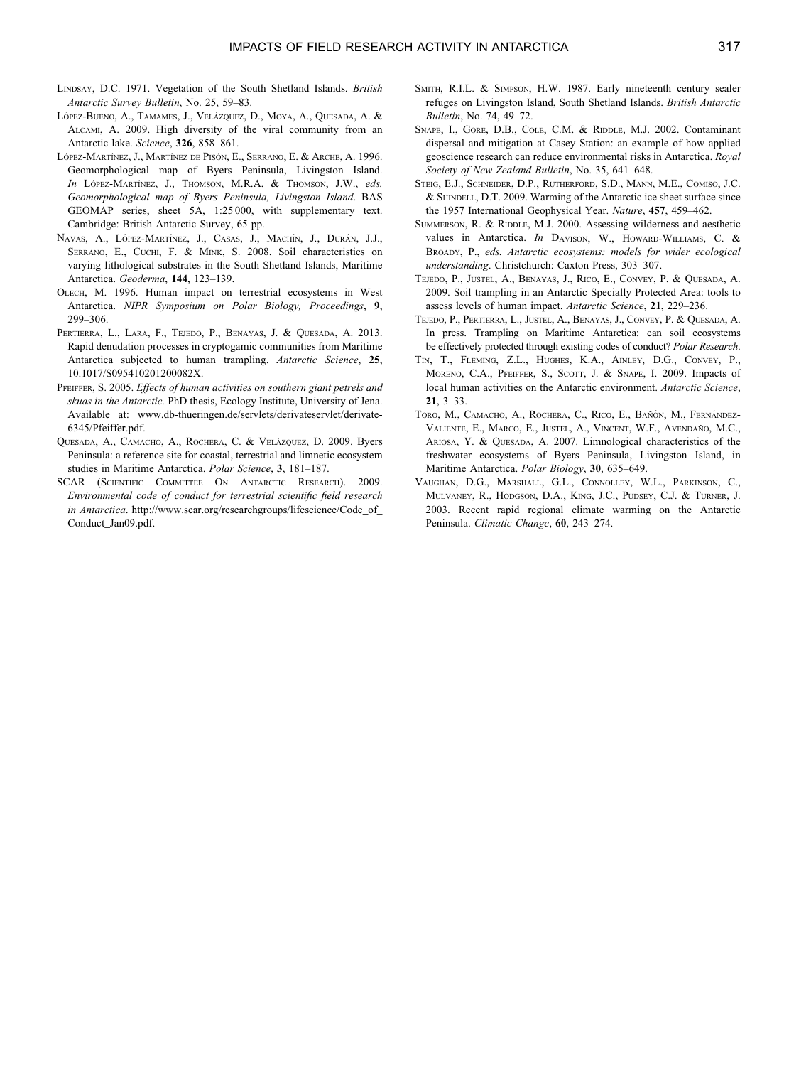Lindsay, D.C. 1971. Vegetation of the South Shetland Islands. *British Antarctic Survey Bulletin*, No. 25, 59–83.

López-Bueno, A., Tamames, J., Velázquez, D., Moya, A., Quesada, A. & Alcami, A. 2009. High diversity of the viral community from an Antarctic lake. *Science*, **326**, 858–861.

López-Martínez, J., Martínez de Pisón, E., Serrano, E. & Arche, A. 1996. Geomorphological map of Byers Peninsula, Livingston Island. *In* López-Martínez, J., Thomson, M.R.A. & Thomson, J.W., *eds. Geomorphological map of Byers Peninsula, Livingston Island*. BAS GEOMAP series, sheet 5A, 1:25 000, with supplementary text. Cambridge: British Antarctic Survey, 65 pp.

Navas, A., López-Martínez, J., Casas, J., Machín, J., Durán, J.J., Serrano, E., Cuchi, F. & Mink, S. 2008. Soil characteristics on varying lithological substrates in the South Shetland Islands, Maritime Antarctica. *Geoderma*, **144**, 123–139.

Olech, M. 1996. Human impact on terrestrial ecosystems in West Antarctica. *NIPR Symposium on Polar Biology, Proceedings*, **9**, 299–306.

Pertierra, L., Lara, F., Tejedo, P., Benayas, J. & Quesada, A. 2013. Rapid denudation processes in cryptogamic communities from Maritime Antarctica subjected to human trampling. *Antarctic Science*, **25**, 10.1017/S095410201200082X.

Pfeiffer, S. 2005. *Effects of human activities on southern giant petrels and skuas in the Antarctic.* PhD thesis, Ecology Institute, University of Jena. Available at: www.db-thueringen.de/servlets/derivateservlet/derivate-6345/Pfeiffer.pdf.

Quesada, A., Camacho, A., Rochera, C. & Velázquez, D. 2009. Byers Peninsula: a reference site for coastal, terrestrial and limnetic ecosystem studies in Maritime Antarctica. *Polar Science*, **3**, 181–187.

SCAR (Scientific Committee On Antarctic Research). 2009. *Environmental code of conduct for terrestrial scientific field research in Antarctica*. http://www.scar.org/researchgroups/lifescience/Code_of_Conduct_Jan09.pdf.

Smith, R.I.L. & Simpson, H.W. 1987. Early nineteenth century sealer refuges on Livingston Island, South Shetland Islands. *British Antarctic Bulletin*, No. 74, 49–72.

Snape, I., Gore, D.B., Cole, C.M. & Riddle, M.J. 2002. Contaminant dispersal and mitigation at Casey Station: an example of how applied geoscience research can reduce environmental risks in Antarctica. *Royal Society of New Zealand Bulletin*, No. 35, 641–648.

Steig, E.J., Schneider, D.P., Rutherford, S.D., Mann, M.E., Comiso, J.C. & Shindell, D.T. 2009. Warming of the Antarctic ice sheet surface since the 1957 International Geophysical Year. *Nature*, **457**, 459–462.

Summerson, R. & Riddle, M.J. 2000. Assessing wilderness and aesthetic values in Antarctica. *In* Davison, W., Howard-Williams, C. & Broady, P., *eds. Antarctic ecosystems: models for wider ecological understanding*. Christchurch: Caxton Press, 303–307.

Tejedo, P., Justel, A., Benayas, J., Rico, E., Convey, P. & Quesada, A. 2009. Soil trampling in an Antarctic Specially Protected Area: tools to assess levels of human impact. *Antarctic Science*, **21**, 229–236.

Tejedo, P., Pertierra, L., Justel, A., Benayas, J., Convey, P. & Quesada, A. In press. Trampling on Maritime Antarctica: can soil ecosystems be effectively protected through existing codes of conduct? *Polar Research*.

Tin, T., Fleming, Z.L., Hughes, K.A., Ainley, D.G., Convey, P., Moreno, C.A., Pfeiffer, S., Scott, J. & Snape, I. 2009. Impacts of local human activities on the Antarctic environment. *Antarctic Science*, **21**, 3–33.

Toro, M., Camacho, A., Rochera, C., Rico, E., Bañón, M., Fernández-Valiente, E., Marco, E., Justel, A., Vincent, W.F., Avendaño, M.C., Ariosa, Y. & Quesada, A. 2007. Limnological characteristics of the freshwater ecosystems of Byers Peninsula, Livingston Island, in Maritime Antarctica. *Polar Biology*, **30**, 635–649.

Vaughan, D.G., Marshall, G.L., Connolley, W.L., Parkinson, C., Mulvaney, R., Hodgson, D.A., King, J.C., Pudsey, C.J. & Turner, J. 2003. Recent rapid regional climate warming on the Antarctic Peninsula. *Climatic Change*, **60**, 243–274.